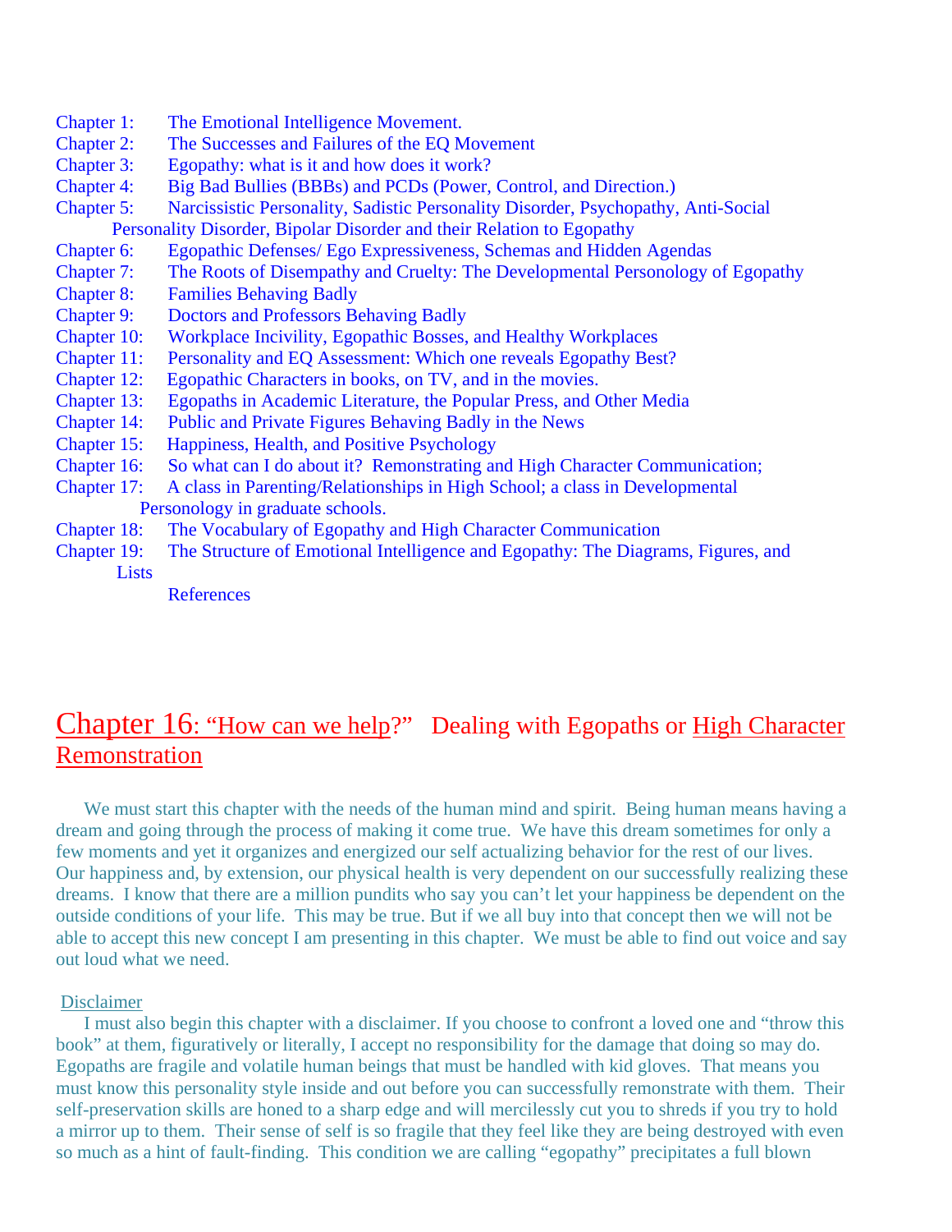Chapter 1: The Emotional Intelligence Movement.
Chapter 2: The Successes and Failures of the EQ Movement
Chapter 3: Egopathy: what is it and how does it work?
Chapter 4: Big Bad Bullies (BBBs) and PCDs (Power, Control, and Direction.)
Chapter 5: Narcissistic Personality, Sadistic Personality Disorder, Psychopathy, Anti-Social Personality Disorder, Bipolar Disorder and their Relation to Egopathy
Chapter 6: Egopathic Defenses/ Ego Expressiveness, Schemas and Hidden Agendas
Chapter 7: The Roots of Disempathy and Cruelty: The Developmental Personology of Egopathy
Chapter 8: Families Behaving Badly
Chapter 9: Doctors and Professors Behaving Badly
Chapter 10: Workplace Incivility, Egopathic Bosses, and Healthy Workplaces
Chapter 11: Personality and EQ Assessment: Which one reveals Egopathy Best?
Chapter 12: Egopathic Characters in books, on TV, and in the movies.
Chapter 13: Egopaths in Academic Literature, the Popular Press, and Other Media
Chapter 14: Public and Private Figures Behaving Badly in the News
Chapter 15: Happiness, Health, and Positive Psychology
Chapter 16: So what can I do about it? Remonstrating and High Character Communication;
Chapter 17: A class in Parenting/Relationships in High School; a class in Developmental Personology in graduate schools.
Chapter 18: The Vocabulary of Egopathy and High Character Communication
Chapter 19: The Structure of Emotional Intelligence and Egopathy: The Diagrams, Figures, and Lists
References

# Chapter 16: "How can we help?" Dealing with Egopaths or High Character Remonstration

We must start this chapter with the needs of the human mind and spirit. Being human means having a dream and going through the process of making it come true. We have this dream sometimes for only a few moments and yet it organizes and energized our self actualizing behavior for the rest of our lives. Our happiness and, by extension, our physical health is very dependent on our successfully realizing these dreams. I know that there are a million pundits who say you can't let your happiness be dependent on the outside conditions of your life. This may be true. But if we all buy into that concept then we will not be able to accept this new concept I am presenting in this chapter. We must be able to find out voice and say out loud what we need.

Disclaimer

I must also begin this chapter with a disclaimer. If you choose to confront a loved one and "throw this book" at them, figuratively or literally, I accept no responsibility for the damage that doing so may do. Egopaths are fragile and volatile human beings that must be handled with kid gloves. That means you must know this personality style inside and out before you can successfully remonstrate with them. Their self-preservation skills are honed to a sharp edge and will mercilessly cut you to shreds if you try to hold a mirror up to them. Their sense of self is so fragile that they feel like they are being destroyed with even so much as a hint of fault-finding. This condition we are calling "egopathy" precipitates a full blown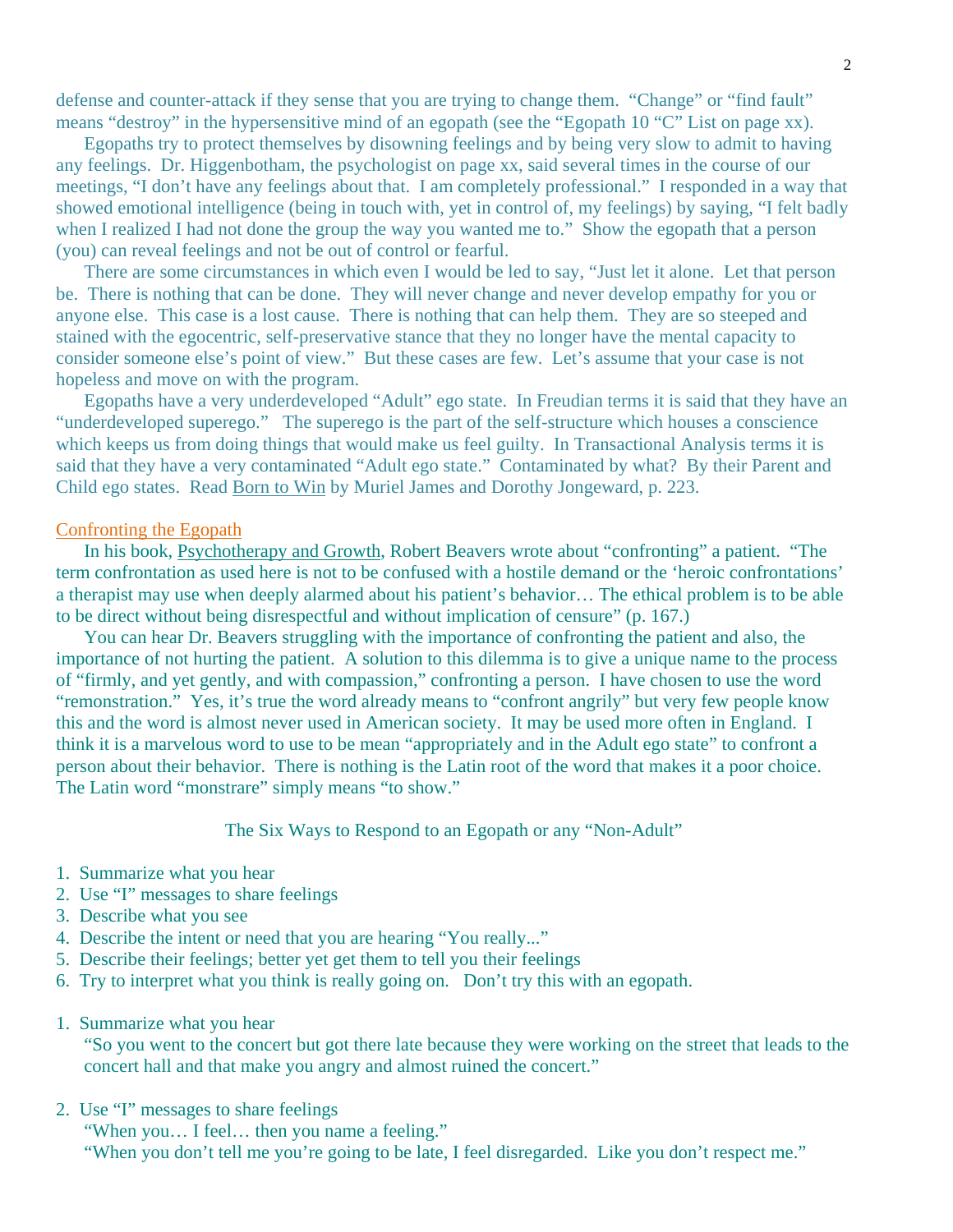defense and counter-attack if they sense that you are trying to change them. "Change" or "find fault" means "destroy" in the hypersensitive mind of an egopath (see the "Egopath 10 "C" List on page xx).

Egopaths try to protect themselves by disowning feelings and by being very slow to admit to having any feelings. Dr. Higgenbotham, the psychologist on page xx, said several times in the course of our meetings, "I don't have any feelings about that. I am completely professional." I responded in a way that showed emotional intelligence (being in touch with, yet in control of, my feelings) by saying, "I felt badly when I realized I had not done the group the way you wanted me to." Show the egopath that a person (you) can reveal feelings and not be out of control or fearful.

There are some circumstances in which even I would be led to say, "Just let it alone. Let that person be. There is nothing that can be done. They will never change and never develop empathy for you or anyone else. This case is a lost cause. There is nothing that can help them. They are so steeped and stained with the egocentric, self-preservative stance that they no longer have the mental capacity to consider someone else's point of view." But these cases are few. Let's assume that your case is not hopeless and move on with the program.

Egopaths have a very underdeveloped "Adult" ego state. In Freudian terms it is said that they have an "underdeveloped superego." The superego is the part of the self-structure which houses a conscience which keeps us from doing things that would make us feel guilty. In Transactional Analysis terms it is said that they have a very contaminated "Adult ego state." Contaminated by what? By their Parent and Child ego states. Read Born to Win by Muriel James and Dorothy Jongeward, p. 223.

## Confronting the Egopath

In his book, Psychotherapy and Growth, Robert Beavers wrote about "confronting" a patient. "The term confrontation as used here is not to be confused with a hostile demand or the 'heroic confrontations' a therapist may use when deeply alarmed about his patient's behavior… The ethical problem is to be able to be direct without being disrespectful and without implication of censure" (p. 167.)

You can hear Dr. Beavers struggling with the importance of confronting the patient and also, the importance of not hurting the patient. A solution to this dilemma is to give a unique name to the process of "firmly, and yet gently, and with compassion," confronting a person. I have chosen to use the word "remonstration." Yes, it's true the word already means to "confront angrily" but very few people know this and the word is almost never used in American society. It may be used more often in England. I think it is a marvelous word to use to be mean "appropriately and in the Adult ego state" to confront a person about their behavior. There is nothing is the Latin root of the word that makes it a poor choice. The Latin word "monstrare" simply means "to show."

### The Six Ways to Respond to an Egopath or any "Non-Adult"

1. Summarize what you hear
2. Use "I" messages to share feelings
3. Describe what you see
4. Describe the intent or need that you are hearing "You really..."
5. Describe their feelings; better yet get them to tell you their feelings
6. Try to interpret what you think is really going on. Don't try this with an egopath.

1. Summarize what you hear

   "So you went to the concert but got there late because they were working on the street that leads to the concert hall and that make you angry and almost ruined the concert."

2. Use "I" messages to share feelings

   "When you… I feel… then you name a feeling."

   "When you don't tell me you're going to be late, I feel disregarded. Like you don't respect me."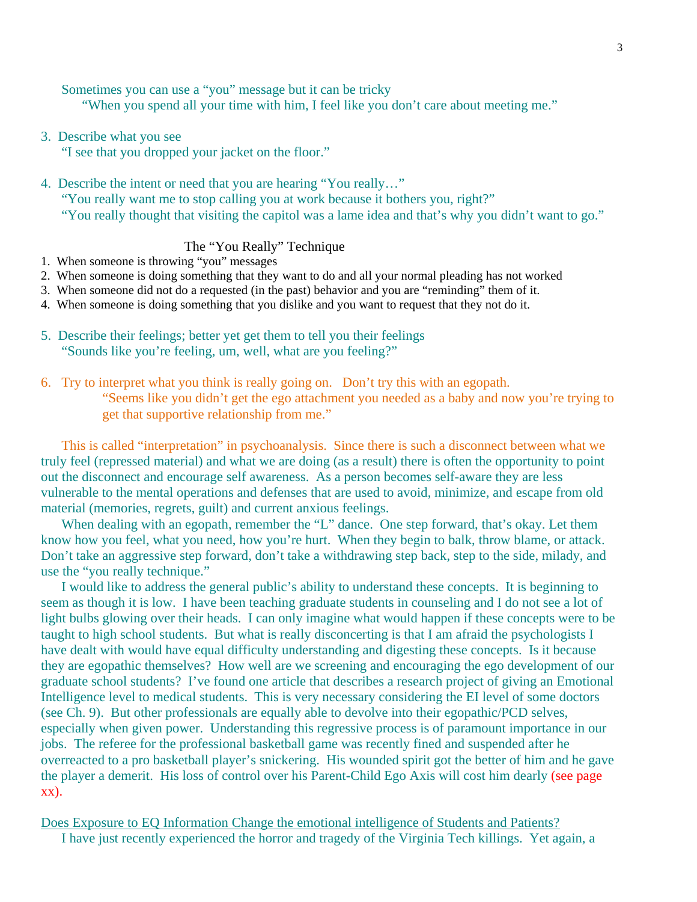Sometimes you can use a "you" message but it can be tricky

"When you spend all your time with him, I feel like you don't care about meeting me."

3. Describe what you see

   "I see that you dropped your jacket on the floor."

4. Describe the intent or need that you are hearing "You really…"

   "You really want me to stop calling you at work because it bothers you, right?"

   "You really thought that visiting the capitol was a lame idea and that's why you didn't want to go."

### The "You Really" Technique

1. When someone is throwing "you" messages
2. When someone is doing something that they want to do and all your normal pleading has not worked
3. When someone did not do a requested (in the past) behavior and you are "reminding" them of it.
4. When someone is doing something that you dislike and you want to request that they not do it.

5. Describe their feelings; better yet get them to tell you their feelings

   "Sounds like you're feeling, um, well, what are you feeling?"

6. Try to interpret what you think is really going on. Don't try this with an egopath.

   "Seems like you didn't get the ego attachment you needed as a baby and now you're trying to get that supportive relationship from me."

This is called "interpretation" in psychoanalysis. Since there is such a disconnect between what we truly feel (repressed material) and what we are doing (as a result) there is often the opportunity to point out the disconnect and encourage self awareness. As a person becomes self-aware they are less vulnerable to the mental operations and defenses that are used to avoid, minimize, and escape from old material (memories, regrets, guilt) and current anxious feelings.

When dealing with an egopath, remember the "L" dance. One step forward, that's okay. Let them know how you feel, what you need, how you're hurt. When they begin to balk, throw blame, or attack. Don't take an aggressive step forward, don't take a withdrawing step back, step to the side, milady, and use the "you really technique."

I would like to address the general public's ability to understand these concepts. It is beginning to seem as though it is low. I have been teaching graduate students in counseling and I do not see a lot of light bulbs glowing over their heads. I can only imagine what would happen if these concepts were to be taught to high school students. But what is really disconcerting is that I am afraid the psychologists I have dealt with would have equal difficulty understanding and digesting these concepts. Is it because they are egopathic themselves? How well are we screening and encouraging the ego development of our graduate school students? I've found one article that describes a research project of giving an Emotional Intelligence level to medical students. This is very necessary considering the EI level of some doctors (see Ch. 9). But other professionals are equally able to devolve into their egopathic/PCD selves, especially when given power. Understanding this regressive process is of paramount importance in our jobs. The referee for the professional basketball game was recently fined and suspended after he overreacted to a pro basketball player's snickering. His wounded spirit got the better of him and he gave the player a demerit. His loss of control over his Parent-Child Ego Axis will cost him dearly (see page xx).

<u>Does Exposure to EQ Information Change the emotional intelligence of Students and Patients?</u>

I have just recently experienced the horror and tragedy of the Virginia Tech killings. Yet again, a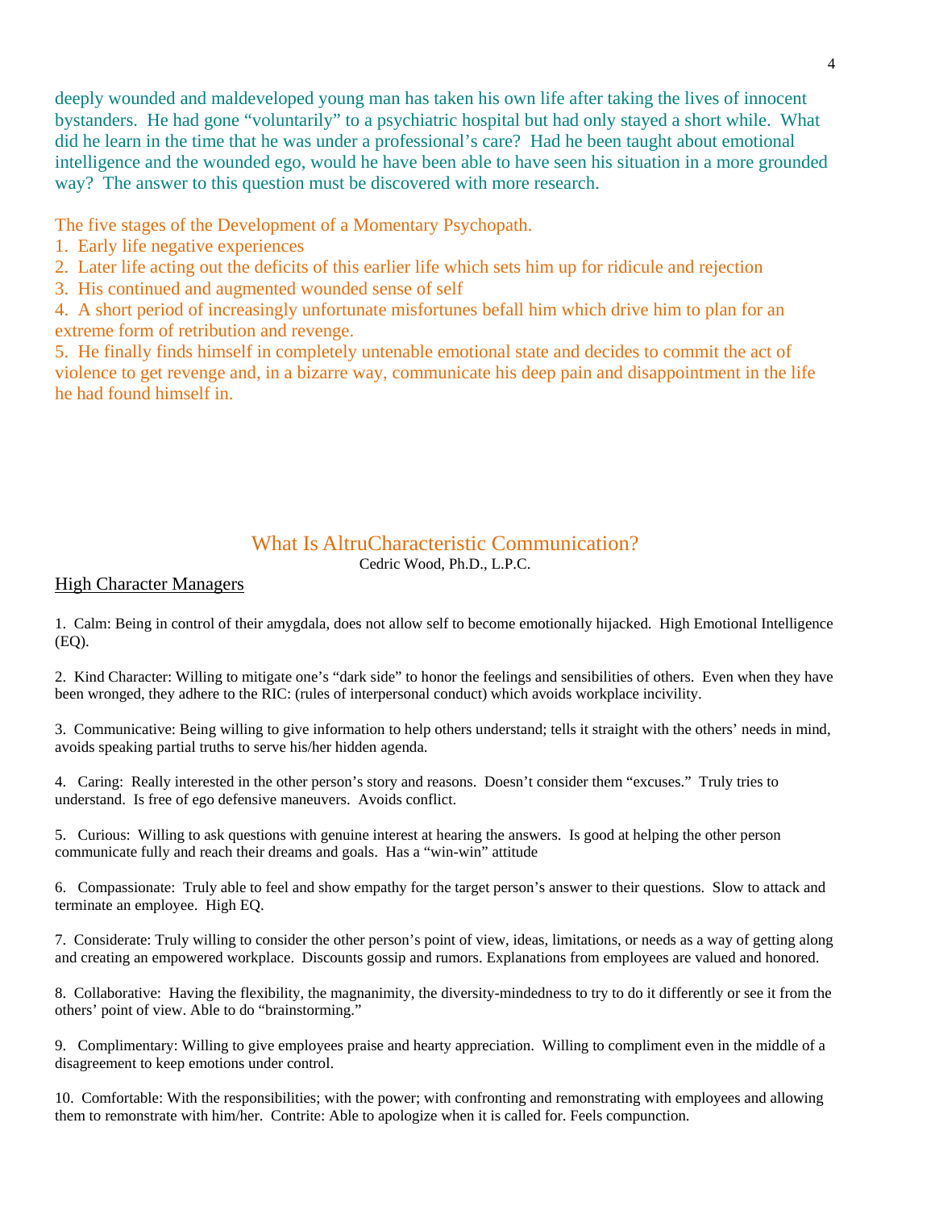deeply wounded and maldeveloped young man has taken his own life after taking the lives of innocent bystanders. He had gone "voluntarily" to a psychiatric hospital but had only stayed a short while. What did he learn in the time that he was under a professional's care? Had he been taught about emotional intelligence and the wounded ego, would he have been able to have seen his situation in a more grounded way? The answer to this question must be discovered with more research.

The five stages of the Development of a Momentary Psychopath.

1. Early life negative experiences
2. Later life acting out the deficits of this earlier life which sets him up for ridicule and rejection
3. His continued and augmented wounded sense of self
4. A short period of increasingly unfortunate misfortunes befall him which drive him to plan for an extreme form of retribution and revenge.
5. He finally finds himself in completely untenable emotional state and decides to commit the act of violence to get revenge and, in a bizarre way, communicate his deep pain and disappointment in the life he had found himself in.

## What Is AltruCharacteristic Communication?

Cedric Wood, Ph.D., L.P.C.

### High Character Managers

1. Calm: Being in control of their amygdala, does not allow self to become emotionally hijacked. High Emotional Intelligence (EQ).

2. Kind Character: Willing to mitigate one's "dark side" to honor the feelings and sensibilities of others. Even when they have been wronged, they adhere to the RIC: (rules of interpersonal conduct) which avoids workplace incivility.

3. Communicative: Being willing to give information to help others understand; tells it straight with the others' needs in mind, avoids speaking partial truths to serve his/her hidden agenda.

4. Caring: Really interested in the other person's story and reasons. Doesn't consider them "excuses." Truly tries to understand. Is free of ego defensive maneuvers. Avoids conflict.

5. Curious: Willing to ask questions with genuine interest at hearing the answers. Is good at helping the other person communicate fully and reach their dreams and goals. Has a "win-win" attitude

6. Compassionate: Truly able to feel and show empathy for the target person's answer to their questions. Slow to attack and terminate an employee. High EQ.

7. Considerate: Truly willing to consider the other person's point of view, ideas, limitations, or needs as a way of getting along and creating an empowered workplace. Discounts gossip and rumors. Explanations from employees are valued and honored.

8. Collaborative: Having the flexibility, the magnanimity, the diversity-mindedness to try to do it differently or see it from the others' point of view. Able to do "brainstorming."

9. Complimentary: Willing to give employees praise and hearty appreciation. Willing to compliment even in the middle of a disagreement to keep emotions under control.

10. Comfortable: With the responsibilities; with the power; with confronting and remonstrating with employees and allowing them to remonstrate with him/her. Contrite: Able to apologize when it is called for. Feels compunction.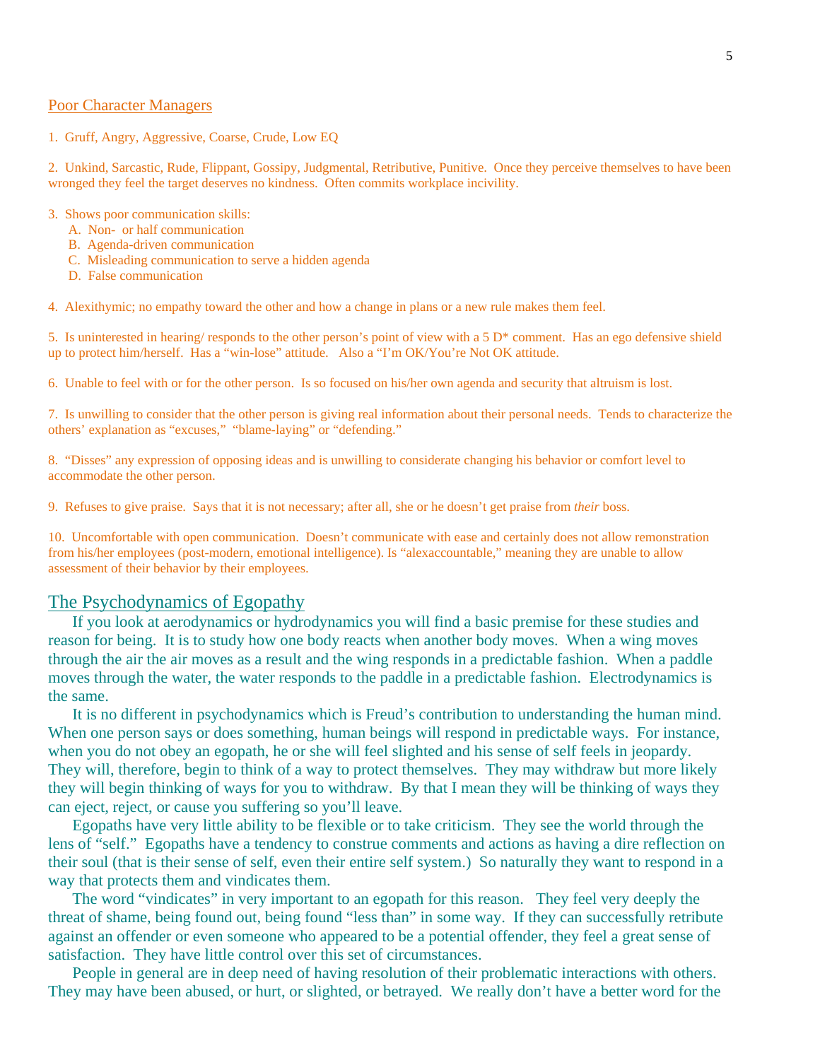## Poor Character Managers

1. Gruff, Angry, Aggressive, Coarse, Crude, Low EQ

2. Unkind, Sarcastic, Rude, Flippant, Gossipy, Judgmental, Retributive, Punitive. Once they perceive themselves to have been wronged they feel the target deserves no kindness. Often commits workplace incivility.

3. Shows poor communication skills:
   A. Non- or half communication
   B. Agenda-driven communication
   C. Misleading communication to serve a hidden agenda
   D. False communication

4. Alexithymic; no empathy toward the other and how a change in plans or a new rule makes them feel.

5. Is uninterested in hearing/ responds to the other person's point of view with a 5 D* comment. Has an ego defensive shield up to protect him/herself. Has a "win-lose" attitude. Also a "I'm OK/You're Not OK attitude.

6. Unable to feel with or for the other person. Is so focused on his/her own agenda and security that altruism is lost.

7. Is unwilling to consider that the other person is giving real information about their personal needs. Tends to characterize the others' explanation as "excuses," "blame-laying" or "defending."

8. "Disses" any expression of opposing ideas and is unwilling to considerate changing his behavior or comfort level to accommodate the other person.

9. Refuses to give praise. Says that it is not necessary; after all, she or he doesn't get praise from *their* boss.

10. Uncomfortable with open communication. Doesn't communicate with ease and certainly does not allow remonstration from his/her employees (post-modern, emotional intelligence). Is "alexaccountable," meaning they are unable to allow assessment of their behavior by their employees.

## The Psychodynamics of Egopathy

If you look at aerodynamics or hydrodynamics you will find a basic premise for these studies and reason for being. It is to study how one body reacts when another body moves. When a wing moves through the air the air moves as a result and the wing responds in a predictable fashion. When a paddle moves through the water, the water responds to the paddle in a predictable fashion. Electrodynamics is the same.

It is no different in psychodynamics which is Freud's contribution to understanding the human mind. When one person says or does something, human beings will respond in predictable ways. For instance, when you do not obey an egopath, he or she will feel slighted and his sense of self feels in jeopardy. They will, therefore, begin to think of a way to protect themselves. They may withdraw but more likely they will begin thinking of ways for you to withdraw. By that I mean they will be thinking of ways they can eject, reject, or cause you suffering so you'll leave.

Egopaths have very little ability to be flexible or to take criticism. They see the world through the lens of "self." Egopaths have a tendency to construe comments and actions as having a dire reflection on their soul (that is their sense of self, even their entire self system.) So naturally they want to respond in a way that protects them and vindicates them.

The word "vindicates" in very important to an egopath for this reason. They feel very deeply the threat of shame, being found out, being found "less than" in some way. If they can successfully retribute against an offender or even someone who appeared to be a potential offender, they feel a great sense of satisfaction. They have little control over this set of circumstances.

People in general are in deep need of having resolution of their problematic interactions with others. They may have been abused, or hurt, or slighted, or betrayed. We really don't have a better word for the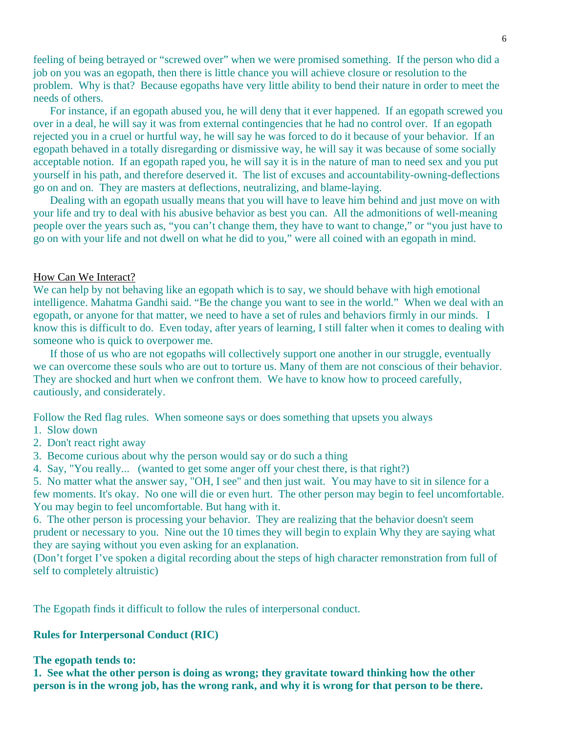feeling of being betrayed or "screwed over" when we were promised something. If the person who did a job on you was an egopath, then there is little chance you will achieve closure or resolution to the problem. Why is that? Because egopaths have very little ability to bend their nature in order to meet the needs of others.

For instance, if an egopath abused you, he will deny that it ever happened. If an egopath screwed you over in a deal, he will say it was from external contingencies that he had no control over. If an egopath rejected you in a cruel or hurtful way, he will say he was forced to do it because of your behavior. If an egopath behaved in a totally disregarding or dismissive way, he will say it was because of some socially acceptable notion. If an egopath raped you, he will say it is in the nature of man to need sex and you put yourself in his path, and therefore deserved it. The list of excuses and accountability-owning-deflections go on and on. They are masters at deflections, neutralizing, and blame-laying.

Dealing with an egopath usually means that you will have to leave him behind and just move on with your life and try to deal with his abusive behavior as best you can. All the admonitions of well-meaning people over the years such as, "you can't change them, they have to want to change," or "you just have to go on with your life and not dwell on what he did to you," were all coined with an egopath in mind.

<u>How Can We Interact?</u>

We can help by not behaving like an egopath which is to say, we should behave with high emotional intelligence. Mahatma Gandhi said. "Be the change you want to see in the world." When we deal with an egopath, or anyone for that matter, we need to have a set of rules and behaviors firmly in our minds. I know this is difficult to do. Even today, after years of learning, I still falter when it comes to dealing with someone who is quick to overpower me.

If those of us who are not egopaths will collectively support one another in our struggle, eventually we can overcome these souls who are out to torture us. Many of them are not conscious of their behavior. They are shocked and hurt when we confront them. We have to know how to proceed carefully, cautiously, and considerately.

Follow the Red flag rules. When someone says or does something that upsets you always

1. Slow down
2. Don't react right away
3. Become curious about why the person would say or do such a thing
4. Say, "You really... (wanted to get some anger off your chest there, is that right?)
5. No matter what the answer say, "OH, I see" and then just wait. You may have to sit in silence for a few moments. It's okay. No one will die or even hurt. The other person may begin to feel uncomfortable. You may begin to feel uncomfortable. But hang with it.
6. The other person is processing your behavior. They are realizing that the behavior doesn't seem prudent or necessary to you. Nine out the 10 times they will begin to explain Why they are saying what they are saying without you even asking for an explanation.

(Don't forget I've spoken a digital recording about the steps of high character remonstration from full of self to completely altruistic)

The Egopath finds it difficult to follow the rules of interpersonal conduct.

**Rules for Interpersonal Conduct (RIC)**

**The egopath tends to:**

**1. See what the other person is doing as wrong; they gravitate toward thinking how the other person is in the wrong job, has the wrong rank, and why it is wrong for that person to be there.**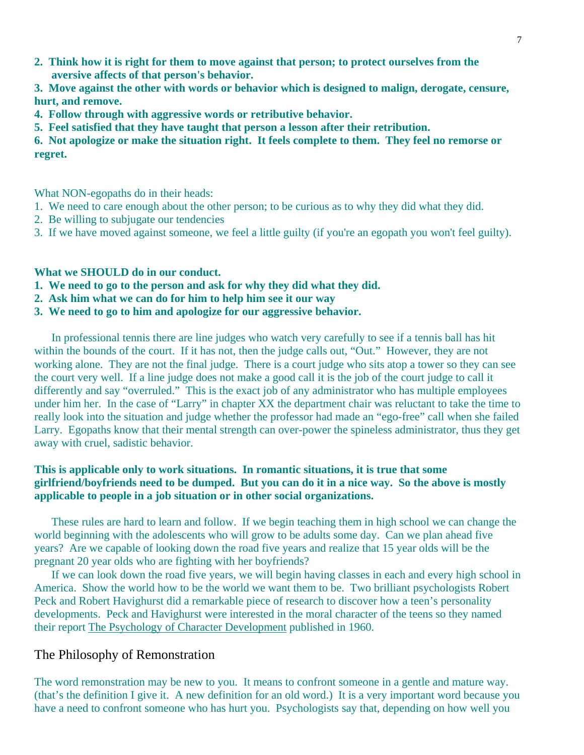**2. Think how it is right for them to move against that person; to protect ourselves from the aversive affects of that person's behavior.**

**3. Move against the other with words or behavior which is designed to malign, derogate, censure, hurt, and remove.**

**4. Follow through with aggressive words or retributive behavior.**

**5. Feel satisfied that they have taught that person a lesson after their retribution.**

**6. Not apologize or make the situation right. It feels complete to them. They feel no remorse or regret.**

What NON-egopaths do in their heads:

1. We need to care enough about the other person; to be curious as to why they did what they did.
2. Be willing to subjugate our tendencies
3. If we have moved against someone, we feel a little guilty (if you're an egopath you won't feel guilty).

**What we SHOULD do in our conduct.**

**1. We need to go to the person and ask for why they did what they did.**

**2. Ask him what we can do for him to help him see it our way**

**3. We need to go to him and apologize for our aggressive behavior.**

In professional tennis there are line judges who watch very carefully to see if a tennis ball has hit within the bounds of the court. If it has not, then the judge calls out, "Out." However, they are not working alone. They are not the final judge. There is a court judge who sits atop a tower so they can see the court very well. If a line judge does not make a good call it is the job of the court judge to call it differently and say "overruled." This is the exact job of any administrator who has multiple employees under him her. In the case of "Larry" in chapter XX the department chair was reluctant to take the time to really look into the situation and judge whether the professor had made an "ego-free" call when she failed Larry. Egopaths know that their mental strength can over-power the spineless administrator, thus they get away with cruel, sadistic behavior.

**This is applicable only to work situations. In romantic situations, it is true that some girlfriend/boyfriends need to be dumped. But you can do it in a nice way. So the above is mostly applicable to people in a job situation or in other social organizations.**

These rules are hard to learn and follow. If we begin teaching them in high school we can change the world beginning with the adolescents who will grow to be adults some day. Can we plan ahead five years? Are we capable of looking down the road five years and realize that 15 year olds will be the pregnant 20 year olds who are fighting with her boyfriends?

If we can look down the road five years, we will begin having classes in each and every high school in America. Show the world how to be the world we want them to be. Two brilliant psychologists Robert Peck and Robert Havighurst did a remarkable piece of research to discover how a teen's personality developments. Peck and Havighurst were interested in the moral character of the teens so they named their report The Psychology of Character Development published in 1960.

## The Philosophy of Remonstration

The word remonstration may be new to you. It means to confront someone in a gentle and mature way. (that's the definition I give it. A new definition for an old word.) It is a very important word because you have a need to confront someone who has hurt you. Psychologists say that, depending on how well you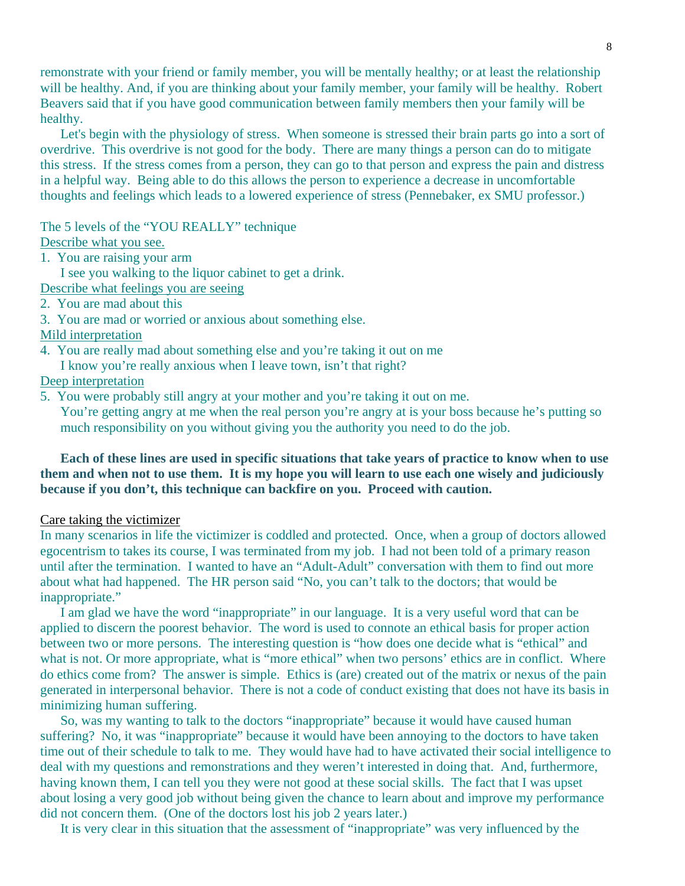remonstrate with your friend or family member, you will be mentally healthy; or at least the relationship will be healthy. And, if you are thinking about your family member, your family will be healthy. Robert Beavers said that if you have good communication between family members then your family will be healthy.

Let's begin with the physiology of stress. When someone is stressed their brain parts go into a sort of overdrive. This overdrive is not good for the body. There are many things a person can do to mitigate this stress. If the stress comes from a person, they can go to that person and express the pain and distress in a helpful way. Being able to do this allows the person to experience a decrease in uncomfortable thoughts and feelings which leads to a lowered experience of stress (Pennebaker, ex SMU professor.)

The 5 levels of the "YOU REALLY" technique

<u>Describe what you see.</u>

1. You are raising your arm

   I see you walking to the liquor cabinet to get a drink.

<u>Describe what feelings you are seeing</u>

2. You are mad about this
3. You are mad or worried or anxious about something else.

<u>Mild interpretation</u>

4. You are really mad about something else and you're taking it out on me

   I know you're really anxious when I leave town, isn't that right?

<u>Deep interpretation</u>

5. You were probably still angry at your mother and you're taking it out on me.

   You're getting angry at me when the real person you're angry at is your boss because he's putting so much responsibility on you without giving you the authority you need to do the job.

**Each of these lines are used in specific situations that take years of practice to know when to use them and when not to use them. It is my hope you will learn to use each one wisely and judiciously because if you don't, this technique can backfire on you. Proceed with caution.**

<u>Care taking the victimizer</u>

In many scenarios in life the victimizer is coddled and protected. Once, when a group of doctors allowed egocentrism to takes its course, I was terminated from my job. I had not been told of a primary reason until after the termination. I wanted to have an "Adult-Adult" conversation with them to find out more about what had happened. The HR person said "No, you can't talk to the doctors; that would be inappropriate."

I am glad we have the word "inappropriate" in our language. It is a very useful word that can be applied to discern the poorest behavior. The word is used to connote an ethical basis for proper action between two or more persons. The interesting question is "how does one decide what is "ethical" and what is not. Or more appropriate, what is "more ethical" when two persons' ethics are in conflict. Where do ethics come from? The answer is simple. Ethics is (are) created out of the matrix or nexus of the pain generated in interpersonal behavior. There is not a code of conduct existing that does not have its basis in minimizing human suffering.

So, was my wanting to talk to the doctors "inappropriate" because it would have caused human suffering? No, it was "inappropriate" because it would have been annoying to the doctors to have taken time out of their schedule to talk to me. They would have had to have activated their social intelligence to deal with my questions and remonstrations and they weren't interested in doing that. And, furthermore, having known them, I can tell you they were not good at these social skills. The fact that I was upset about losing a very good job without being given the chance to learn about and improve my performance did not concern them. (One of the doctors lost his job 2 years later.)

It is very clear in this situation that the assessment of "inappropriate" was very influenced by the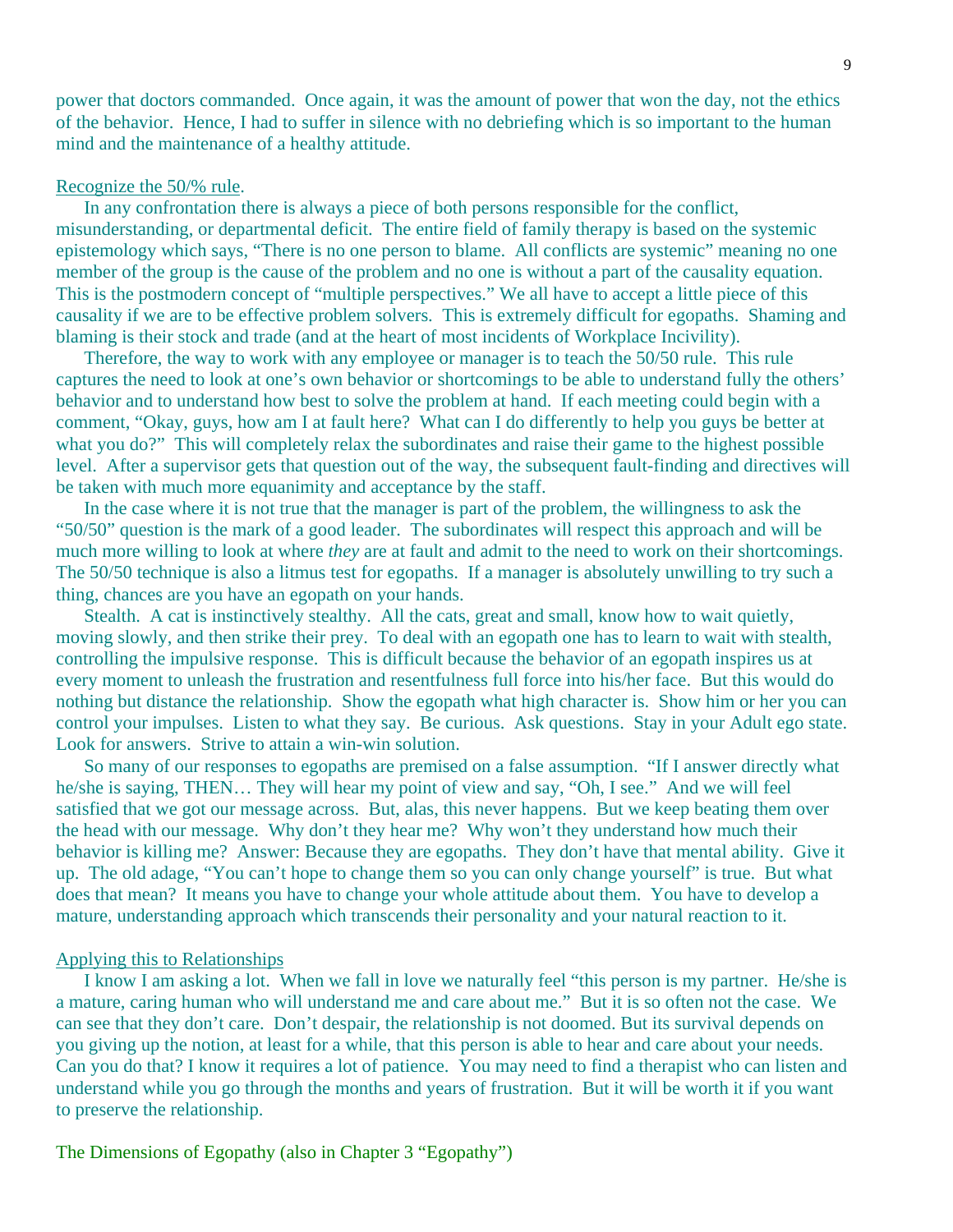power that doctors commanded. Once again, it was the amount of power that won the day, not the ethics of the behavior. Hence, I had to suffer in silence with no debriefing which is so important to the human mind and the maintenance of a healthy attitude.

Recognize the 50/% rule.

In any confrontation there is always a piece of both persons responsible for the conflict, misunderstanding, or departmental deficit. The entire field of family therapy is based on the systemic epistemology which says, "There is no one person to blame. All conflicts are systemic" meaning no one member of the group is the cause of the problem and no one is without a part of the causality equation. This is the postmodern concept of "multiple perspectives." We all have to accept a little piece of this causality if we are to be effective problem solvers. This is extremely difficult for egopaths. Shaming and blaming is their stock and trade (and at the heart of most incidents of Workplace Incivility).

Therefore, the way to work with any employee or manager is to teach the 50/50 rule. This rule captures the need to look at one's own behavior or shortcomings to be able to understand fully the others' behavior and to understand how best to solve the problem at hand. If each meeting could begin with a comment, "Okay, guys, how am I at fault here? What can I do differently to help you guys be better at what you do?" This will completely relax the subordinates and raise their game to the highest possible level. After a supervisor gets that question out of the way, the subsequent fault-finding and directives will be taken with much more equanimity and acceptance by the staff.

In the case where it is not true that the manager is part of the problem, the willingness to ask the "50/50" question is the mark of a good leader. The subordinates will respect this approach and will be much more willing to look at where *they* are at fault and admit to the need to work on their shortcomings. The 50/50 technique is also a litmus test for egopaths. If a manager is absolutely unwilling to try such a thing, chances are you have an egopath on your hands.

Stealth. A cat is instinctively stealthy. All the cats, great and small, know how to wait quietly, moving slowly, and then strike their prey. To deal with an egopath one has to learn to wait with stealth, controlling the impulsive response. This is difficult because the behavior of an egopath inspires us at every moment to unleash the frustration and resentfulness full force into his/her face. But this would do nothing but distance the relationship. Show the egopath what high character is. Show him or her you can control your impulses. Listen to what they say. Be curious. Ask questions. Stay in your Adult ego state. Look for answers. Strive to attain a win-win solution.

So many of our responses to egopaths are premised on a false assumption. "If I answer directly what he/she is saying, THEN… They will hear my point of view and say, "Oh, I see." And we will feel satisfied that we got our message across. But, alas, this never happens. But we keep beating them over the head with our message. Why don't they hear me? Why won't they understand how much their behavior is killing me? Answer: Because they are egopaths. They don't have that mental ability. Give it up. The old adage, "You can't hope to change them so you can only change yourself" is true. But what does that mean? It means you have to change your whole attitude about them. You have to develop a mature, understanding approach which transcends their personality and your natural reaction to it.

Applying this to Relationships

I know I am asking a lot. When we fall in love we naturally feel "this person is my partner. He/she is a mature, caring human who will understand me and care about me." But it is so often not the case. We can see that they don't care. Don't despair, the relationship is not doomed. But its survival depends on you giving up the notion, at least for a while, that this person is able to hear and care about your needs. Can you do that? I know it requires a lot of patience. You may need to find a therapist who can listen and understand while you go through the months and years of frustration. But it will be worth it if you want to preserve the relationship.

## The Dimensions of Egopathy (also in Chapter 3 "Egopathy")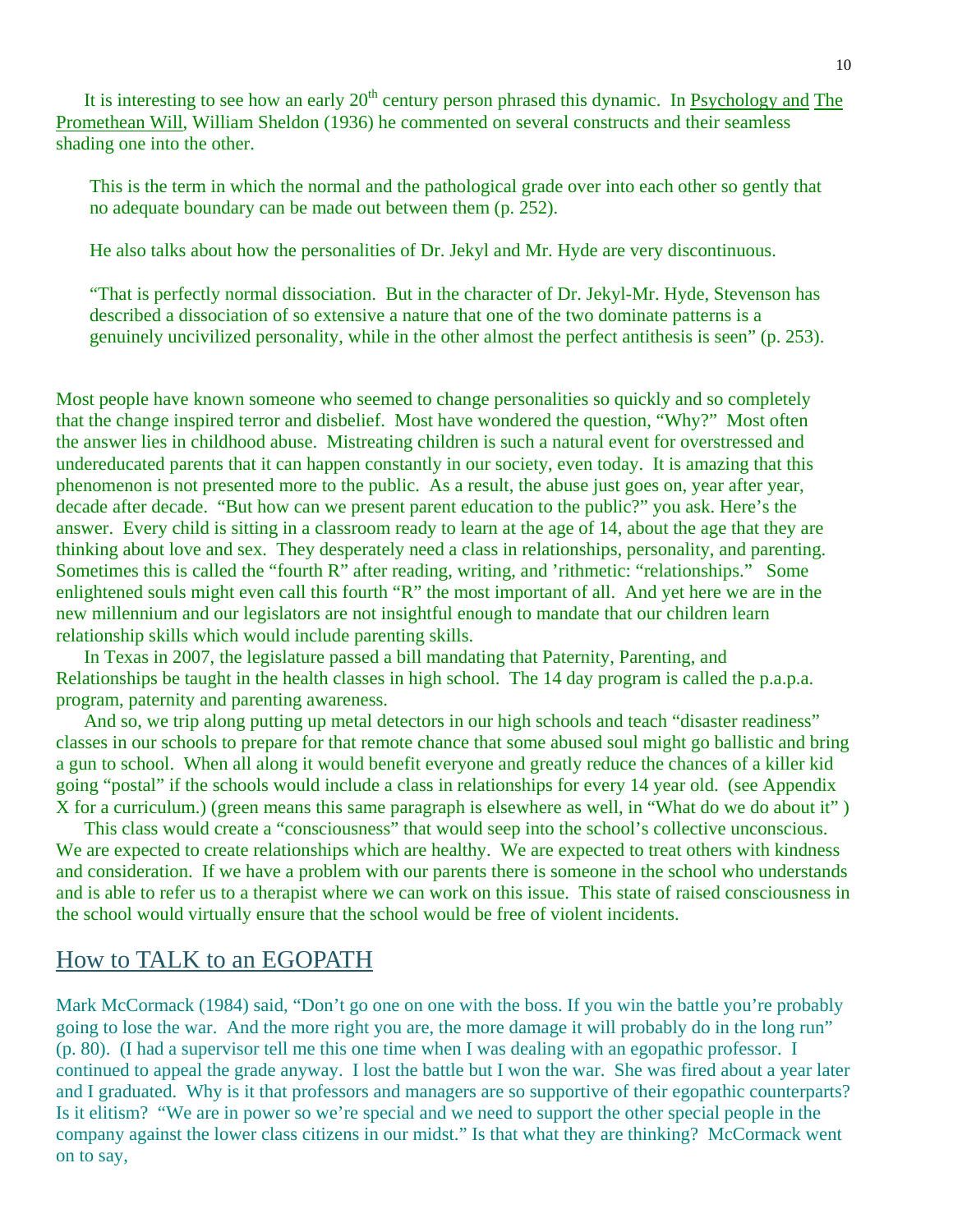It is interesting to see how an early 20th century person phrased this dynamic. In Psychology and The Promethean Will, William Sheldon (1936) he commented on several constructs and their seamless shading one into the other.

> This is the term in which the normal and the pathological grade over into each other so gently that no adequate boundary can be made out between them (p. 252).
>
> He also talks about how the personalities of Dr. Jekyl and Mr. Hyde are very discontinuous.
>
> "That is perfectly normal dissociation. But in the character of Dr. Jekyl-Mr. Hyde, Stevenson has described a dissociation of so extensive a nature that one of the two dominate patterns is a genuinely uncivilized personality, while in the other almost the perfect antithesis is seen" (p. 253).

Most people have known someone who seemed to change personalities so quickly and so completely that the change inspired terror and disbelief. Most have wondered the question, "Why?" Most often the answer lies in childhood abuse. Mistreating children is such a natural event for overstressed and undereducated parents that it can happen constantly in our society, even today. It is amazing that this phenomenon is not presented more to the public. As a result, the abuse just goes on, year after year, decade after decade. "But how can we present parent education to the public?" you ask. Here's the answer. Every child is sitting in a classroom ready to learn at the age of 14, about the age that they are thinking about love and sex. They desperately need a class in relationships, personality, and parenting. Sometimes this is called the "fourth R" after reading, writing, and 'rithmetic: "relationships." Some enlightened souls might even call this fourth "R" the most important of all. And yet here we are in the new millennium and our legislators are not insightful enough to mandate that our children learn relationship skills which would include parenting skills.

In Texas in 2007, the legislature passed a bill mandating that Paternity, Parenting, and Relationships be taught in the health classes in high school. The 14 day program is called the p.a.p.a. program, paternity and parenting awareness.

And so, we trip along putting up metal detectors in our high schools and teach "disaster readiness" classes in our schools to prepare for that remote chance that some abused soul might go ballistic and bring a gun to school. When all along it would benefit everyone and greatly reduce the chances of a killer kid going "postal" if the schools would include a class in relationships for every 14 year old. (see Appendix X for a curriculum.) (green means this same paragraph is elsewhere as well, in "What do we do about it" )

This class would create a "consciousness" that would seep into the school's collective unconscious. We are expected to create relationships which are healthy. We are expected to treat others with kindness and consideration. If we have a problem with our parents there is someone in the school who understands and is able to refer us to a therapist where we can work on this issue. This state of raised consciousness in the school would virtually ensure that the school would be free of violent incidents.

## How to TALK to an EGOPATH

Mark McCormack (1984) said, "Don't go one on one with the boss. If you win the battle you're probably going to lose the war. And the more right you are, the more damage it will probably do in the long run" (p. 80). (I had a supervisor tell me this one time when I was dealing with an egopathic professor. I continued to appeal the grade anyway. I lost the battle but I won the war. She was fired about a year later and I graduated. Why is it that professors and managers are so supportive of their egopathic counterparts? Is it elitism? "We are in power so we're special and we need to support the other special people in the company against the lower class citizens in our midst." Is that what they are thinking? McCormack went on to say,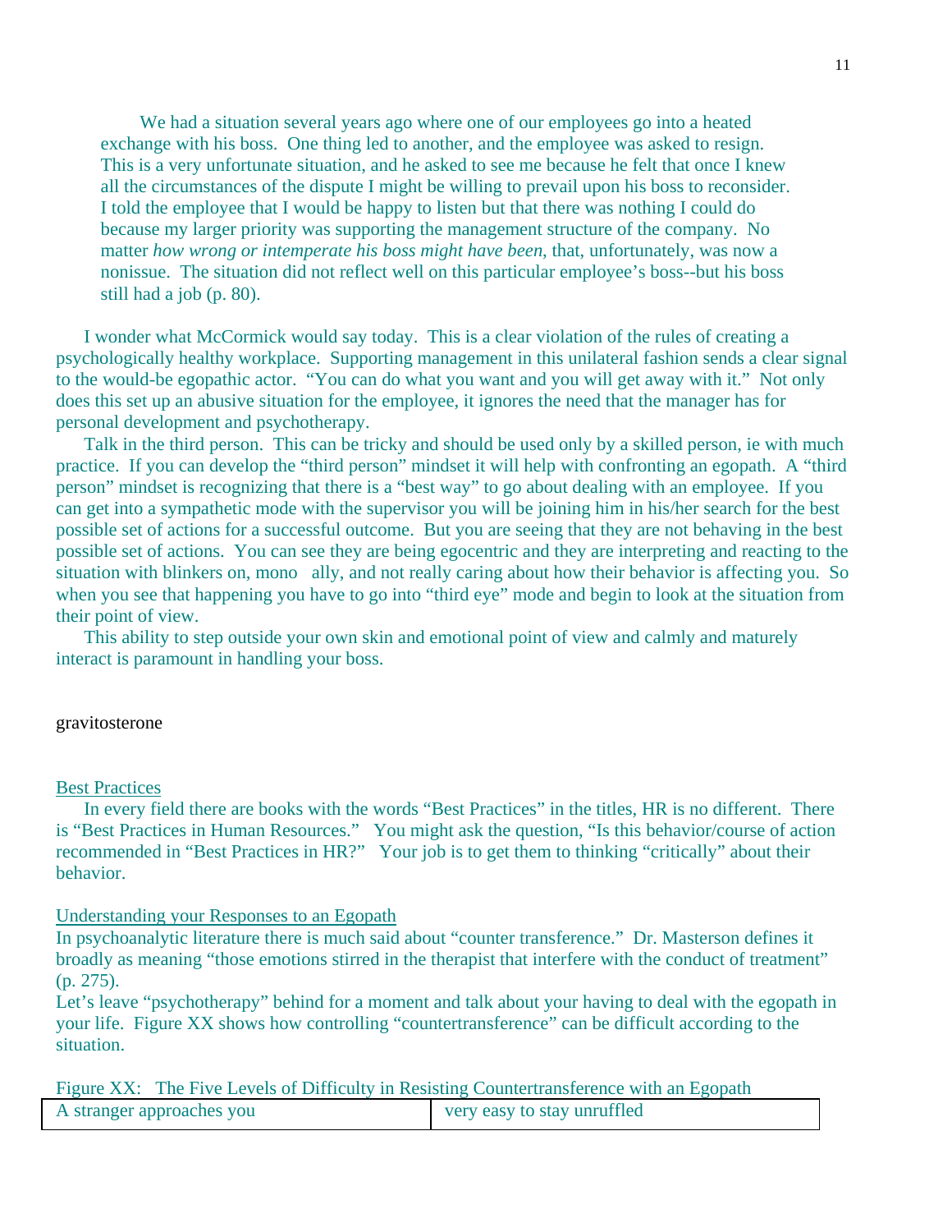> We had a situation several years ago where one of our employees go into a heated exchange with his boss. One thing led to another, and the employee was asked to resign. This is a very unfortunate situation, and he asked to see me because he felt that once I knew all the circumstances of the dispute I might be willing to prevail upon his boss to reconsider. I told the employee that I would be happy to listen but that there was nothing I could do because my larger priority was supporting the management structure of the company. No matter *how wrong or intemperate his boss might have been*, that, unfortunately, was now a nonissue. The situation did not reflect well on this particular employee's boss--but his boss still had a job (p. 80).

I wonder what McCormick would say today. This is a clear violation of the rules of creating a psychologically healthy workplace. Supporting management in this unilateral fashion sends a clear signal to the would-be egopathic actor. "You can do what you want and you will get away with it." Not only does this set up an abusive situation for the employee, it ignores the need that the manager has for personal development and psychotherapy.

Talk in the third person. This can be tricky and should be used only by a skilled person, ie with much practice. If you can develop the "third person" mindset it will help with confronting an egopath. A "third person" mindset is recognizing that there is a "best way" to go about dealing with an employee. If you can get into a sympathetic mode with the supervisor you will be joining him in his/her search for the best possible set of actions for a successful outcome. But you are seeing that they are not behaving in the best possible set of actions. You can see they are being egocentric and they are interpreting and reacting to the situation with blinkers on, mono ally, and not really caring about how their behavior is affecting you. So when you see that happening you have to go into "third eye" mode and begin to look at the situation from their point of view.

This ability to step outside your own skin and emotional point of view and calmly and maturely interact is paramount in handling your boss.

gravitosterone

Best Practices

In every field there are books with the words "Best Practices" in the titles, HR is no different. There is "Best Practices in Human Resources." You might ask the question, "Is this behavior/course of action recommended in "Best Practices in HR?" Your job is to get them to thinking "critically" about their behavior.

Understanding your Responses to an Egopath

In psychoanalytic literature there is much said about "counter transference." Dr. Masterson defines it broadly as meaning "those emotions stirred in the therapist that interfere with the conduct of treatment" (p. 275).

Let's leave "psychotherapy" behind for a moment and talk about your having to deal with the egopath in your life. Figure XX shows how controlling "countertransference" can be difficult according to the situation.

Figure XX: The Five Levels of Difficulty in Resisting Countertransference with an Egopath

| A stranger approaches you | very easy to stay unruffled |
|---|---|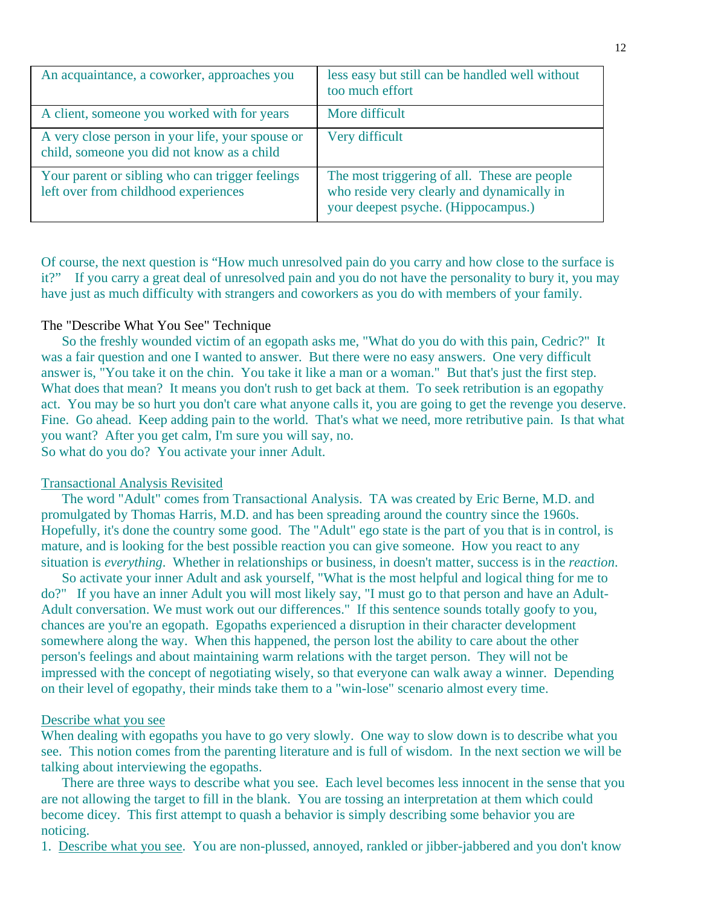| An acquaintance, a coworker, approaches you | less easy but still can be handled well without too much effort |
|---|---|
| A client, someone you worked with for years | More difficult |
| A very close person in your life, your spouse or child, someone you did not know as a child | Very difficult |
| Your parent or sibling who can trigger feelings left over from childhood experiences | The most triggering of all. These are people who reside very clearly and dynamically in your deepest psyche. (Hippocampus.) |

Of course, the next question is "How much unresolved pain do you carry and how close to the surface is it?" If you carry a great deal of unresolved pain and you do not have the personality to bury it, you may have just as much difficulty with strangers and coworkers as you do with members of your family.

## The "Describe What You See" Technique

So the freshly wounded victim of an egopath asks me, "What do you do with this pain, Cedric?" It was a fair question and one I wanted to answer. But there were no easy answers. One very difficult answer is, "You take it on the chin. You take it like a man or a woman." But that's just the first step. What does that mean? It means you don't rush to get back at them. To seek retribution is an egopathy act. You may be so hurt you don't care what anyone calls it, you are going to get the revenge you deserve. Fine. Go ahead. Keep adding pain to the world. That's what we need, more retributive pain. Is that what you want? After you get calm, I'm sure you will say, no.

So what do you do? You activate your inner Adult.

### Transactional Analysis Revisited

The word "Adult" comes from Transactional Analysis. TA was created by Eric Berne, M.D. and promulgated by Thomas Harris, M.D. and has been spreading around the country since the 1960s. Hopefully, it's done the country some good. The "Adult" ego state is the part of you that is in control, is mature, and is looking for the best possible reaction you can give someone. How you react to any situation is *everything*. Whether in relationships or business, in doesn't matter, success is in the *reaction*.

So activate your inner Adult and ask yourself, "What is the most helpful and logical thing for me to do?" If you have an inner Adult you will most likely say, "I must go to that person and have an Adult-Adult conversation. We must work out our differences." If this sentence sounds totally goofy to you, chances are you're an egopath. Egopaths experienced a disruption in their character development somewhere along the way. When this happened, the person lost the ability to care about the other person's feelings and about maintaining warm relations with the target person. They will not be impressed with the concept of negotiating wisely, so that everyone can walk away a winner. Depending on their level of egopathy, their minds take them to a "win-lose" scenario almost every time.

### Describe what you see

When dealing with egopaths you have to go very slowly. One way to slow down is to describe what you see. This notion comes from the parenting literature and is full of wisdom. In the next section we will be talking about interviewing the egopaths.

There are three ways to describe what you see. Each level becomes less innocent in the sense that you are not allowing the target to fill in the blank. You are tossing an interpretation at them which could become dicey. This first attempt to quash a behavior is simply describing some behavior you are noticing.

1. Describe what you see. You are non-plussed, annoyed, rankled or jibber-jabbered and you don't know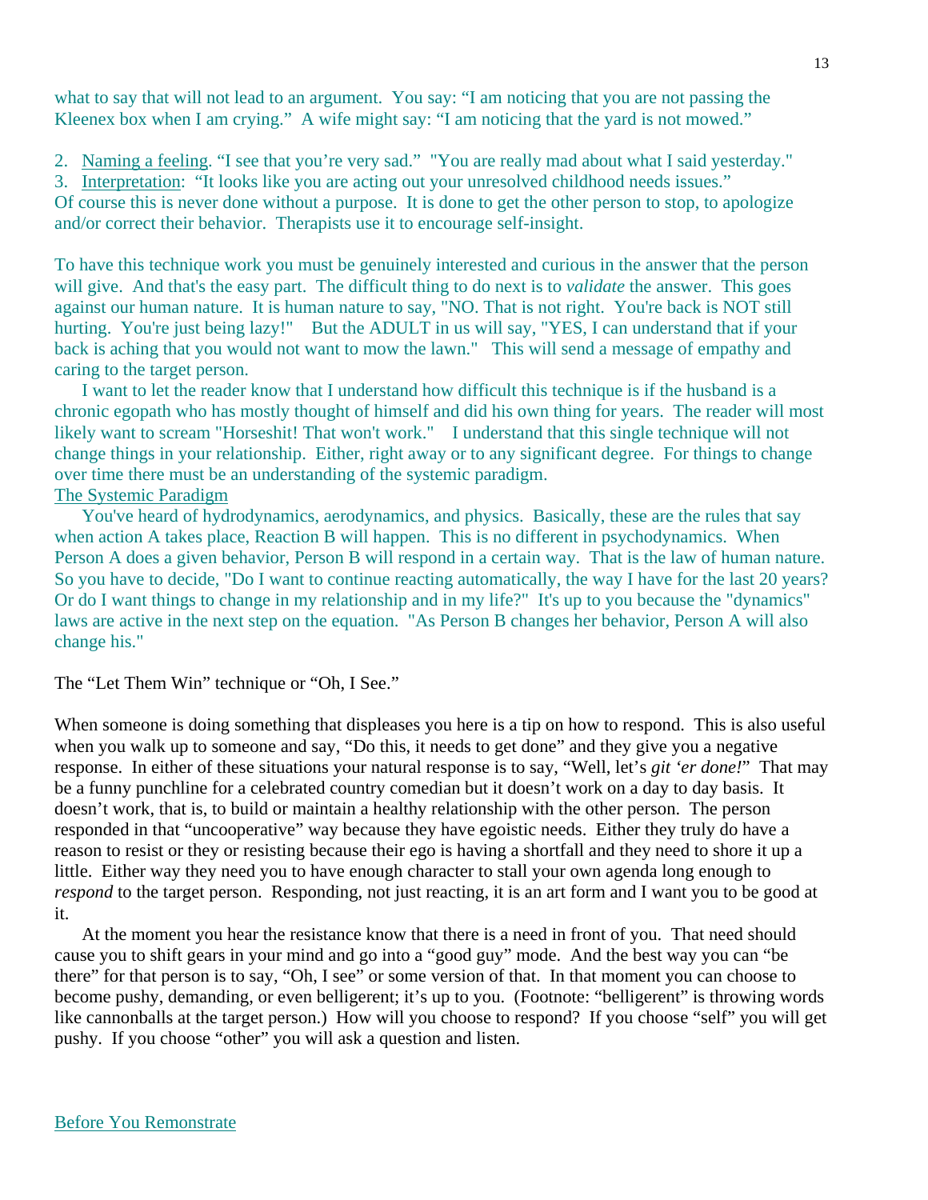what to say that will not lead to an argument. You say: "I am noticing that you are not passing the Kleenex box when I am crying." A wife might say: "I am noticing that the yard is not mowed."

2. Naming a feeling. "I see that you're very sad." "You are really mad about what I said yesterday."
3. Interpretation: "It looks like you are acting out your unresolved childhood needs issues."

Of course this is never done without a purpose. It is done to get the other person to stop, to apologize and/or correct their behavior. Therapists use it to encourage self-insight.

To have this technique work you must be genuinely interested and curious in the answer that the person will give. And that's the easy part. The difficult thing to do next is to *validate* the answer. This goes against our human nature. It is human nature to say, "NO. That is not right. You're back is NOT still hurting. You're just being lazy!" But the ADULT in us will say, "YES, I can understand that if your back is aching that you would not want to mow the lawn." This will send a message of empathy and caring to the target person.

I want to let the reader know that I understand how difficult this technique is if the husband is a chronic egopath who has mostly thought of himself and did his own thing for years. The reader will most likely want to scream "Horseshit! That won't work." I understand that this single technique will not change things in your relationship. Either, right away or to any significant degree. For things to change over time there must be an understanding of the systemic paradigm.

## The Systemic Paradigm

You've heard of hydrodynamics, aerodynamics, and physics. Basically, these are the rules that say when action A takes place, Reaction B will happen. This is no different in psychodynamics. When Person A does a given behavior, Person B will respond in a certain way. That is the law of human nature. So you have to decide, "Do I want to continue reacting automatically, the way I have for the last 20 years? Or do I want things to change in my relationship and in my life?" It's up to you because the "dynamics" laws are active in the next step on the equation. "As Person B changes her behavior, Person A will also change his."

## The "Let Them Win" technique or "Oh, I See."

When someone is doing something that displeases you here is a tip on how to respond. This is also useful when you walk up to someone and say, "Do this, it needs to get done" and they give you a negative response. In either of these situations your natural response is to say, "Well, let's *git 'er done!*" That may be a funny punchline for a celebrated country comedian but it doesn't work on a day to day basis. It doesn't work, that is, to build or maintain a healthy relationship with the other person. The person responded in that "uncooperative" way because they have egoistic needs. Either they truly do have a reason to resist or they or resisting because their ego is having a shortfall and they need to shore it up a little. Either way they need you to have enough character to stall your own agenda long enough to *respond* to the target person. Responding, not just reacting, it is an art form and I want you to be good at it.

At the moment you hear the resistance know that there is a need in front of you. That need should cause you to shift gears in your mind and go into a "good guy" mode. And the best way you can "be there" for that person is to say, "Oh, I see" or some version of that. In that moment you can choose to become pushy, demanding, or even belligerent; it's up to you. (Footnote: "belligerent" is throwing words like cannonballs at the target person.) How will you choose to respond? If you choose "self" you will get pushy. If you choose "other" you will ask a question and listen.

## Before You Remonstrate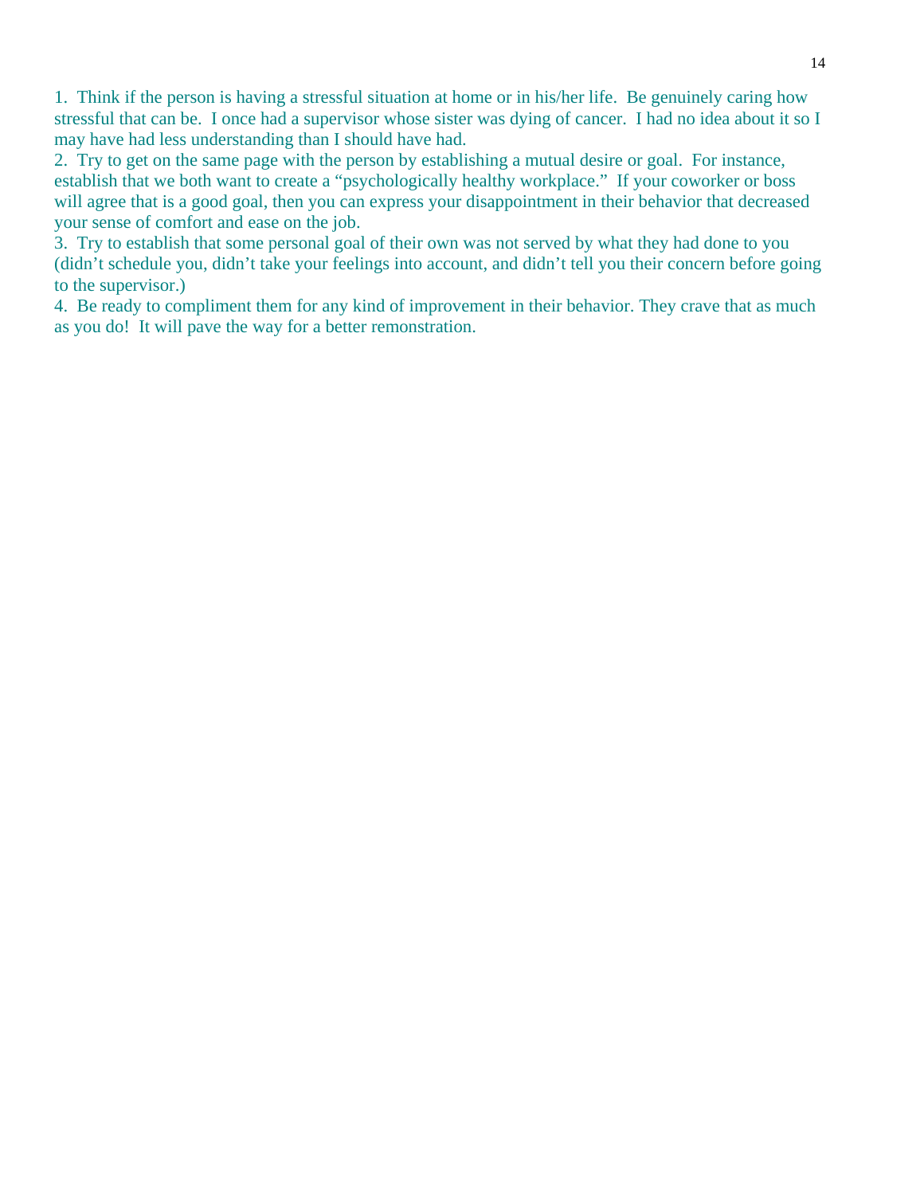1. Think if the person is having a stressful situation at home or in his/her life. Be genuinely caring how stressful that can be. I once had a supervisor whose sister was dying of cancer. I had no idea about it so I may have had less understanding than I should have had.
2. Try to get on the same page with the person by establishing a mutual desire or goal. For instance, establish that we both want to create a "psychologically healthy workplace." If your coworker or boss will agree that is a good goal, then you can express your disappointment in their behavior that decreased your sense of comfort and ease on the job.
3. Try to establish that some personal goal of their own was not served by what they had done to you (didn't schedule you, didn't take your feelings into account, and didn't tell you their concern before going to the supervisor.)
4. Be ready to compliment them for any kind of improvement in their behavior. They crave that as much as you do! It will pave the way for a better remonstration.